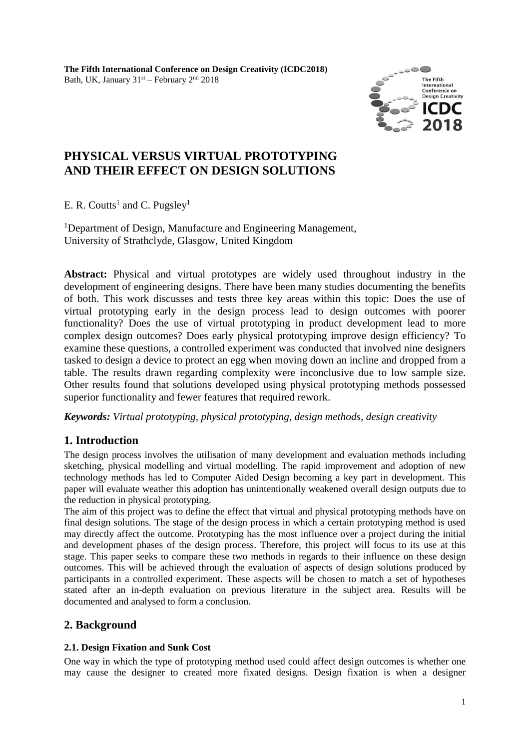**The Fifth International Conference on Design Creativity (ICDC2018)**
Bath, UK, January 31st – February 2nd 2018

# PHYSICAL VERSUS VIRTUAL PROTOTYPING AND THEIR EFFECT ON DESIGN SOLUTIONS

E. R. Coutts[1] and C. Pugsley[1]

[1]Department of Design, Manufacture and Engineering Management, University of Strathclyde, Glasgow, United Kingdom

**Abstract:** Physical and virtual prototypes are widely used throughout industry in the development of engineering designs. There have been many studies documenting the benefits of both. This work discusses and tests three key areas within this topic: Does the use of virtual prototyping early in the design process lead to design outcomes with poorer functionality? Does the use of virtual prototyping in product development lead to more complex design outcomes? Does early physical prototyping improve design efficiency? To examine these questions, a controlled experiment was conducted that involved nine designers tasked to design a device to protect an egg when moving down an incline and dropped from a table. The results drawn regarding complexity were inconclusive due to low sample size. Other results found that solutions developed using physical prototyping methods possessed superior functionality and fewer features that required rework.

***Keywords:** Virtual prototyping, physical prototyping, design methods, design creativity*

## 1. Introduction

The design process involves the utilisation of many development and evaluation methods including sketching, physical modelling and virtual modelling. The rapid improvement and adoption of new technology methods has led to Computer Aided Design becoming a key part in development. This paper will evaluate weather this adoption has unintentionally weakened overall design outputs due to the reduction in physical prototyping.

The aim of this project was to define the effect that virtual and physical prototyping methods have on final design solutions. The stage of the design process in which a certain prototyping method is used may directly affect the outcome. Prototyping has the most influence over a project during the initial and development phases of the design process. Therefore, this project will focus to its use at this stage. This paper seeks to compare these two methods in regards to their influence on these design outcomes. This will be achieved through the evaluation of aspects of design solutions produced by participants in a controlled experiment. These aspects will be chosen to match a set of hypotheses stated after an in-depth evaluation on previous literature in the subject area. Results will be documented and analysed to form a conclusion.

## 2. Background

### 2.1. Design Fixation and Sunk Cost

One way in which the type of prototyping method used could affect design outcomes is whether one may cause the designer to created more fixated designs. Design fixation is when a designer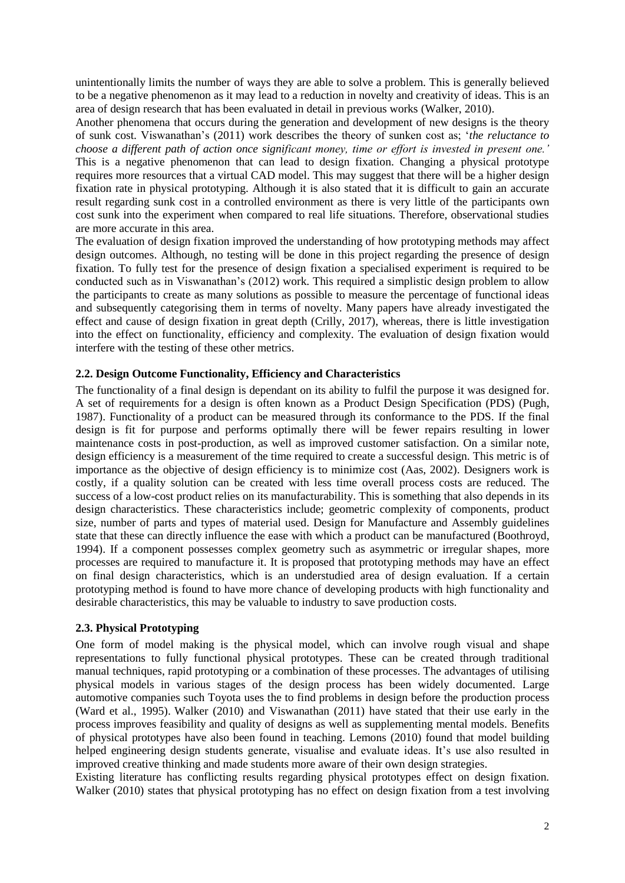unintentionally limits the number of ways they are able to solve a problem. This is generally believed to be a negative phenomenon as it may lead to a reduction in novelty and creativity of ideas. This is an area of design research that has been evaluated in detail in previous works (Walker, 2010).

Another phenomena that occurs during the generation and development of new designs is the theory of sunk cost. Viswanathan's (2011) work describes the theory of sunken cost as; '*the reluctance to choose a different path of action once significant money, time or effort is invested in present one.*' This is a negative phenomenon that can lead to design fixation. Changing a physical prototype requires more resources that a virtual CAD model. This may suggest that there will be a higher design fixation rate in physical prototyping. Although it is also stated that it is difficult to gain an accurate result regarding sunk cost in a controlled environment as there is very little of the participants own cost sunk into the experiment when compared to real life situations. Therefore, observational studies are more accurate in this area.

The evaluation of design fixation improved the understanding of how prototyping methods may affect design outcomes. Although, no testing will be done in this project regarding the presence of design fixation. To fully test for the presence of design fixation a specialised experiment is required to be conducted such as in Viswanathan's (2012) work. This required a simplistic design problem to allow the participants to create as many solutions as possible to measure the percentage of functional ideas and subsequently categorising them in terms of novelty. Many papers have already investigated the effect and cause of design fixation in great depth (Crilly, 2017), whereas, there is little investigation into the effect on functionality, efficiency and complexity. The evaluation of design fixation would interfere with the testing of these other metrics.

### 2.2. Design Outcome Functionality, Efficiency and Characteristics

The functionality of a final design is dependant on its ability to fulfil the purpose it was designed for. A set of requirements for a design is often known as a Product Design Specification (PDS) (Pugh, 1987). Functionality of a product can be measured through its conformance to the PDS. If the final design is fit for purpose and performs optimally there will be fewer repairs resulting in lower maintenance costs in post-production, as well as improved customer satisfaction. On a similar note, design efficiency is a measurement of the time required to create a successful design. This metric is of importance as the objective of design efficiency is to minimize cost (Aas, 2002). Designers work is costly, if a quality solution can be created with less time overall process costs are reduced. The success of a low-cost product relies on its manufacturability. This is something that also depends in its design characteristics. These characteristics include; geometric complexity of components, product size, number of parts and types of material used. Design for Manufacture and Assembly guidelines state that these can directly influence the ease with which a product can be manufactured (Boothroyd, 1994). If a component possesses complex geometry such as asymmetric or irregular shapes, more processes are required to manufacture it. It is proposed that prototyping methods may have an effect on final design characteristics, which is an understudied area of design evaluation. If a certain prototyping method is found to have more chance of developing products with high functionality and desirable characteristics, this may be valuable to industry to save production costs.

### 2.3. Physical Prototyping

One form of model making is the physical model, which can involve rough visual and shape representations to fully functional physical prototypes. These can be created through traditional manual techniques, rapid prototyping or a combination of these processes. The advantages of utilising physical models in various stages of the design process has been widely documented. Large automotive companies such Toyota uses the to find problems in design before the production process (Ward et al., 1995). Walker (2010) and Viswanathan (2011) have stated that their use early in the process improves feasibility and quality of designs as well as supplementing mental models. Benefits of physical prototypes have also been found in teaching. Lemons (2010) found that model building helped engineering design students generate, visualise and evaluate ideas. It's use also resulted in improved creative thinking and made students more aware of their own design strategies.

Existing literature has conflicting results regarding physical prototypes effect on design fixation. Walker (2010) states that physical prototyping has no effect on design fixation from a test involving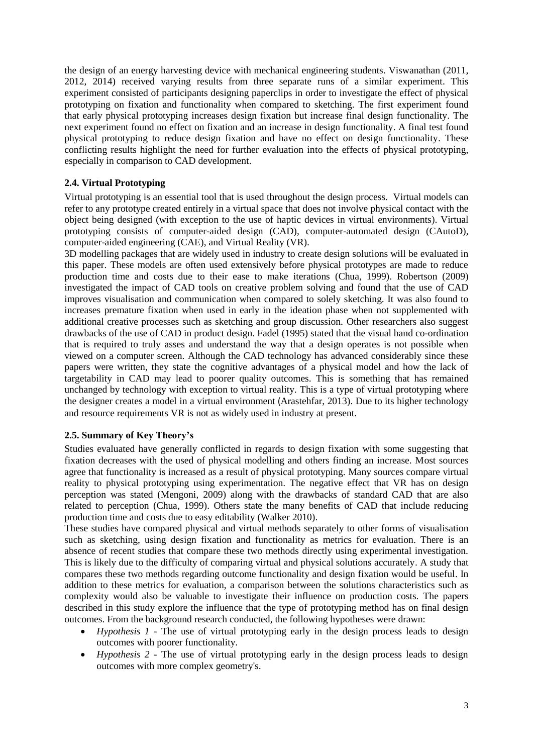the design of an energy harvesting device with mechanical engineering students. Viswanathan (2011, 2012, 2014) received varying results from three separate runs of a similar experiment. This experiment consisted of participants designing paperclips in order to investigate the effect of physical prototyping on fixation and functionality when compared to sketching. The first experiment found that early physical prototyping increases design fixation but increase final design functionality. The next experiment found no effect on fixation and an increase in design functionality. A final test found physical prototyping to reduce design fixation and have no effect on design functionality. These conflicting results highlight the need for further evaluation into the effects of physical prototyping, especially in comparison to CAD development.

### 2.4. Virtual Prototyping

Virtual prototyping is an essential tool that is used throughout the design process. Virtual models can refer to any prototype created entirely in a virtual space that does not involve physical contact with the object being designed (with exception to the use of haptic devices in virtual environments). Virtual prototyping consists of computer-aided design (CAD), computer-automated design (CAutoD), computer-aided engineering (CAE), and Virtual Reality (VR).

3D modelling packages that are widely used in industry to create design solutions will be evaluated in this paper. These models are often used extensively before physical prototypes are made to reduce production time and costs due to their ease to make iterations (Chua, 1999). Robertson (2009) investigated the impact of CAD tools on creative problem solving and found that the use of CAD improves visualisation and communication when compared to solely sketching. It was also found to increases premature fixation when used in early in the ideation phase when not supplemented with additional creative processes such as sketching and group discussion. Other researchers also suggest drawbacks of the use of CAD in product design. Fadel (1995) stated that the visual hand co-ordination that is required to truly asses and understand the way that a design operates is not possible when viewed on a computer screen. Although the CAD technology has advanced considerably since these papers were written, they state the cognitive advantages of a physical model and how the lack of targetability in CAD may lead to poorer quality outcomes. This is something that has remained unchanged by technology with exception to virtual reality. This is a type of virtual prototyping where the designer creates a model in a virtual environment (Arastehfar, 2013). Due to its higher technology and resource requirements VR is not as widely used in industry at present.

### 2.5. Summary of Key Theory's

Studies evaluated have generally conflicted in regards to design fixation with some suggesting that fixation decreases with the used of physical modelling and others finding an increase. Most sources agree that functionality is increased as a result of physical prototyping. Many sources compare virtual reality to physical prototyping using experimentation. The negative effect that VR has on design perception was stated (Mengoni, 2009) along with the drawbacks of standard CAD that are also related to perception (Chua, 1999). Others state the many benefits of CAD that include reducing production time and costs due to easy editability (Walker 2010).

These studies have compared physical and virtual methods separately to other forms of visualisation such as sketching, using design fixation and functionality as metrics for evaluation. There is an absence of recent studies that compare these two methods directly using experimental investigation. This is likely due to the difficulty of comparing virtual and physical solutions accurately. A study that compares these two methods regarding outcome functionality and design fixation would be useful. In addition to these metrics for evaluation, a comparison between the solutions characteristics such as complexity would also be valuable to investigate their influence on production costs. The papers described in this study explore the influence that the type of prototyping method has on final design outcomes. From the background research conducted, the following hypotheses were drawn:

- *Hypothesis 1* - The use of virtual prototyping early in the design process leads to design outcomes with poorer functionality.
- *Hypothesis 2* - The use of virtual prototyping early in the design process leads to design outcomes with more complex geometry's.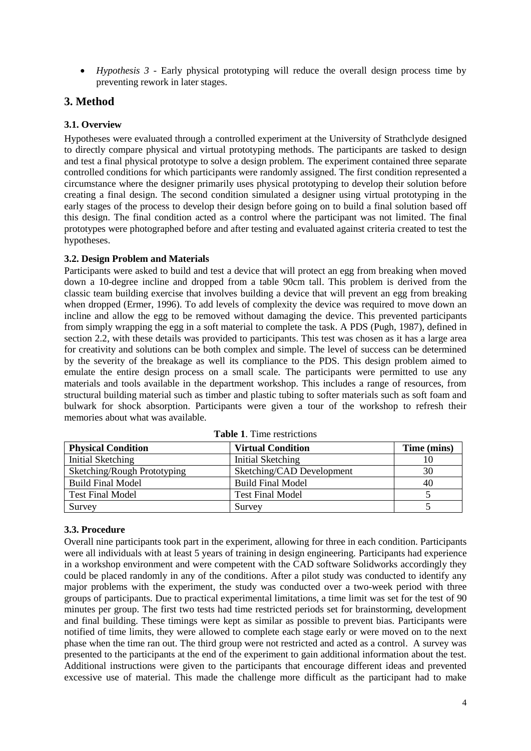- *Hypothesis 3* - Early physical prototyping will reduce the overall design process time by preventing rework in later stages.

## 3. Method

### 3.1. Overview

Hypotheses were evaluated through a controlled experiment at the University of Strathclyde designed to directly compare physical and virtual prototyping methods. The participants are tasked to design and test a final physical prototype to solve a design problem. The experiment contained three separate controlled conditions for which participants were randomly assigned. The first condition represented a circumstance where the designer primarily uses physical prototyping to develop their solution before creating a final design. The second condition simulated a designer using virtual prototyping in the early stages of the process to develop their design before going on to build a final solution based off this design. The final condition acted as a control where the participant was not limited. The final prototypes were photographed before and after testing and evaluated against criteria created to test the hypotheses.

### 3.2. Design Problem and Materials

Participants were asked to build and test a device that will protect an egg from breaking when moved down a 10-degree incline and dropped from a table 90cm tall. This problem is derived from the classic team building exercise that involves building a device that will prevent an egg from breaking when dropped (Ermer, 1996). To add levels of complexity the device was required to move down an incline and allow the egg to be removed without damaging the device. This prevented participants from simply wrapping the egg in a soft material to complete the task. A PDS (Pugh, 1987), defined in section 2.2, with these details was provided to participants. This test was chosen as it has a large area for creativity and solutions can be both complex and simple. The level of success can be determined by the severity of the breakage as well its compliance to the PDS. This design problem aimed to emulate the entire design process on a small scale. The participants were permitted to use any materials and tools available in the department workshop. This includes a range of resources, from structural building material such as timber and plastic tubing to softer materials such as soft foam and bulwark for shock absorption. Participants were given a tour of the workshop to refresh their memories about what was available.

**Table 1**. Time restrictions

| Physical Condition | Virtual Condition | Time (mins) |
| --- | --- | --- |
| Initial Sketching | Initial Sketching | 10 |
| Sketching/Rough Prototyping | Sketching/CAD Development | 30 |
| Build Final Model | Build Final Model | 40 |
| Test Final Model | Test Final Model | 5 |
| Survey | Survey | 5 |

### 3.3. Procedure

Overall nine participants took part in the experiment, allowing for three in each condition. Participants were all individuals with at least 5 years of training in design engineering. Participants had experience in a workshop environment and were competent with the CAD software Solidworks accordingly they could be placed randomly in any of the conditions. After a pilot study was conducted to identify any major problems with the experiment, the study was conducted over a two-week period with three groups of participants. Due to practical experimental limitations, a time limit was set for the test of 90 minutes per group. The first two tests had time restricted periods set for brainstorming, development and final building. These timings were kept as similar as possible to prevent bias. Participants were notified of time limits, they were allowed to complete each stage early or were moved on to the next phase when the time ran out. The third group were not restricted and acted as a control. A survey was presented to the participants at the end of the experiment to gain additional information about the test. Additional instructions were given to the participants that encourage different ideas and prevented excessive use of material. This made the challenge more difficult as the participant had to make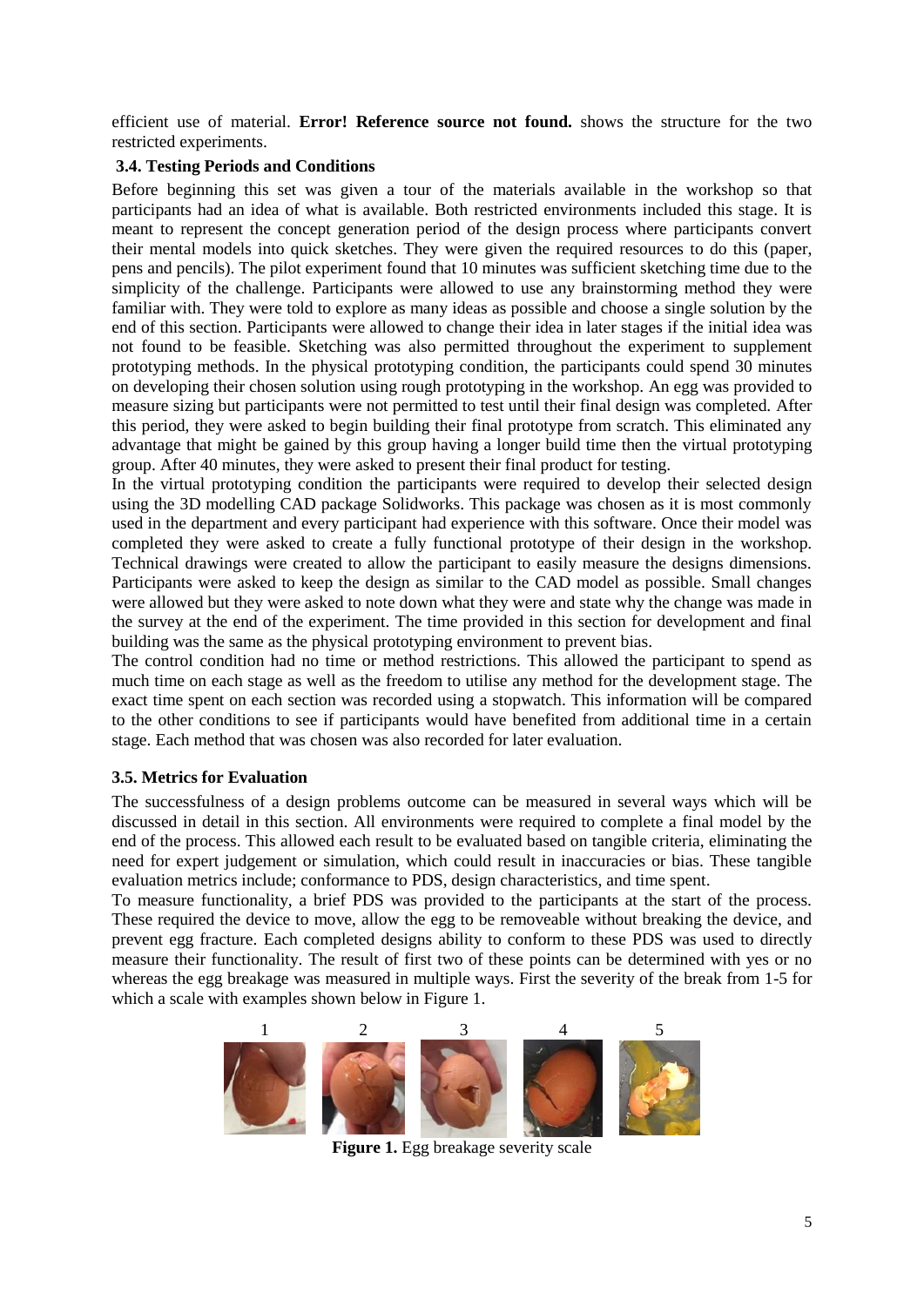efficient use of material. **Error! Reference source not found.** shows the structure for the two restricted experiments.

### 3.4. Testing Periods and Conditions

Before beginning this set was given a tour of the materials available in the workshop so that participants had an idea of what is available. Both restricted environments included this stage. It is meant to represent the concept generation period of the design process where participants convert their mental models into quick sketches. They were given the required resources to do this (paper, pens and pencils). The pilot experiment found that 10 minutes was sufficient sketching time due to the simplicity of the challenge. Participants were allowed to use any brainstorming method they were familiar with. They were told to explore as many ideas as possible and choose a single solution by the end of this section. Participants were allowed to change their idea in later stages if the initial idea was not found to be feasible. Sketching was also permitted throughout the experiment to supplement prototyping methods. In the physical prototyping condition, the participants could spend 30 minutes on developing their chosen solution using rough prototyping in the workshop. An egg was provided to measure sizing but participants were not permitted to test until their final design was completed. After this period, they were asked to begin building their final prototype from scratch. This eliminated any advantage that might be gained by this group having a longer build time then the virtual prototyping group. After 40 minutes, they were asked to present their final product for testing.

In the virtual prototyping condition the participants were required to develop their selected design using the 3D modelling CAD package Solidworks. This package was chosen as it is most commonly used in the department and every participant had experience with this software. Once their model was completed they were asked to create a fully functional prototype of their design in the workshop. Technical drawings were created to allow the participant to easily measure the designs dimensions. Participants were asked to keep the design as similar to the CAD model as possible. Small changes were allowed but they were asked to note down what they were and state why the change was made in the survey at the end of the experiment. The time provided in this section for development and final building was the same as the physical prototyping environment to prevent bias.

The control condition had no time or method restrictions. This allowed the participant to spend as much time on each stage as well as the freedom to utilise any method for the development stage. The exact time spent on each section was recorded using a stopwatch. This information will be compared to the other conditions to see if participants would have benefited from additional time in a certain stage. Each method that was chosen was also recorded for later evaluation.

### 3.5. Metrics for Evaluation

The successfulness of a design problems outcome can be measured in several ways which will be discussed in detail in this section. All environments were required to complete a final model by the end of the process. This allowed each result to be evaluated based on tangible criteria, eliminating the need for expert judgement or simulation, which could result in inaccuracies or bias. These tangible evaluation metrics include; conformance to PDS, design characteristics, and time spent.

To measure functionality, a brief PDS was provided to the participants at the start of the process. These required the device to move, allow the egg to be removeable without breaking the device, and prevent egg fracture. Each completed designs ability to conform to these PDS was used to directly measure their functionality. The result of first two of these points can be determined with yes or no whereas the egg breakage was measured in multiple ways. First the severity of the break from 1-5 for which a scale with examples shown below in Figure 1.

**Figure 1.** Egg breakage severity scale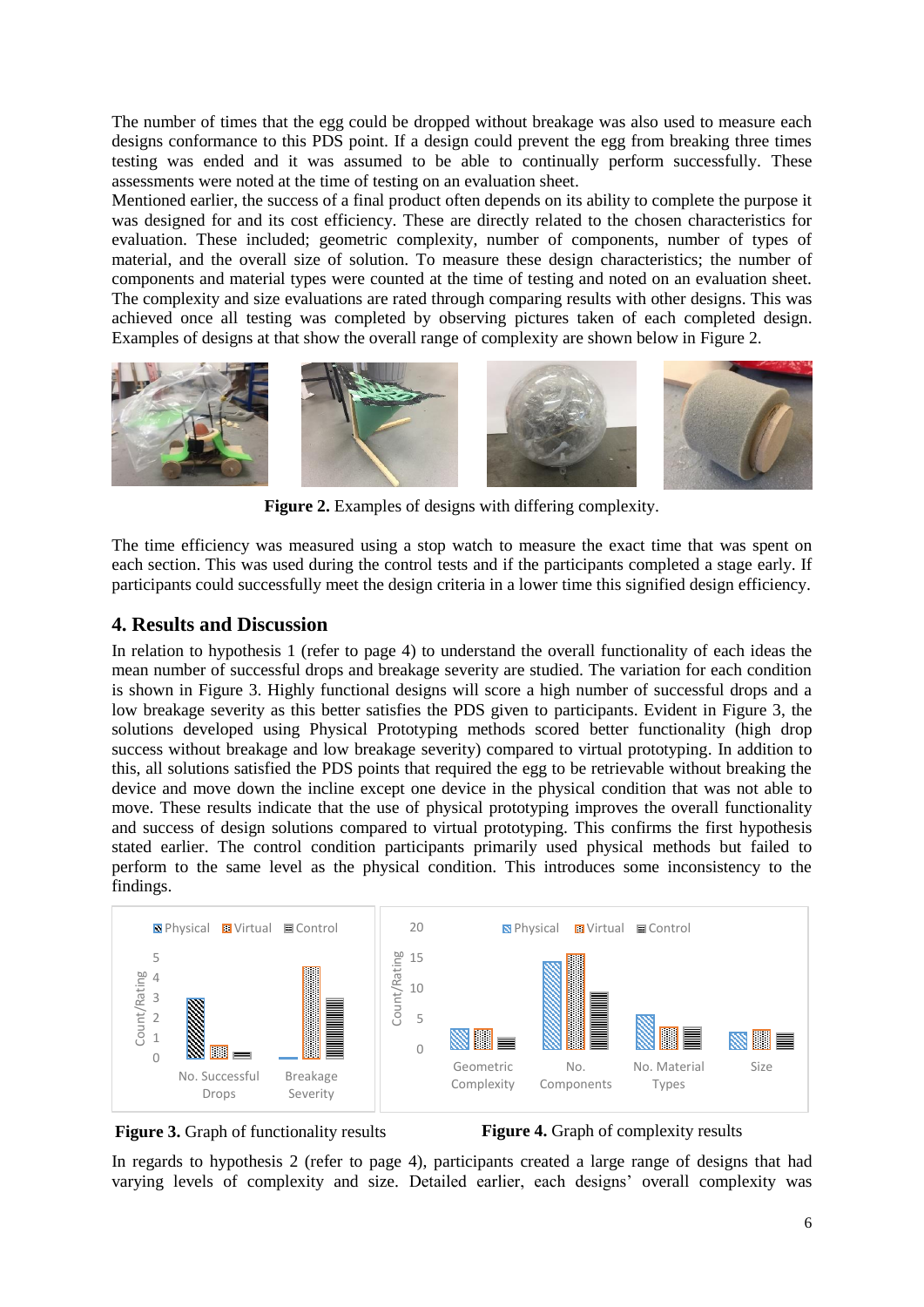The number of times that the egg could be dropped without breakage was also used to measure each designs conformance to this PDS point. If a design could prevent the egg from breaking three times testing was ended and it was assumed to be able to continually perform successfully. These assessments were noted at the time of testing on an evaluation sheet.

Mentioned earlier, the success of a final product often depends on its ability to complete the purpose it was designed for and its cost efficiency. These are directly related to the chosen characteristics for evaluation. These included; geometric complexity, number of components, number of types of material, and the overall size of solution. To measure these design characteristics; the number of components and material types were counted at the time of testing and noted on an evaluation sheet. The complexity and size evaluations are rated through comparing results with other designs. This was achieved once all testing was completed by observing pictures taken of each completed design. Examples of designs at that show the overall range of complexity are shown below in Figure 2.

**Figure 2.** Examples of designs with differing complexity.

The time efficiency was measured using a stop watch to measure the exact time that was spent on each section. This was used during the control tests and if the participants completed a stage early. If participants could successfully meet the design criteria in a lower time this signified design efficiency.

## 4. Results and Discussion

In relation to hypothesis 1 (refer to page 4) to understand the overall functionality of each ideas the mean number of successful drops and breakage severity are studied. The variation for each condition is shown in Figure 3. Highly functional designs will score a high number of successful drops and a low breakage severity as this better satisfies the PDS given to participants. Evident in Figure 3, the solutions developed using Physical Prototyping methods scored better functionality (high drop success without breakage and low breakage severity) compared to virtual prototyping. In addition to this, all solutions satisfied the PDS points that required the egg to be retrievable without breaking the device and move down the incline except one device in the physical condition that was not able to move. These results indicate that the use of physical prototyping improves the overall functionality and success of design solutions compared to virtual prototyping. This confirms the first hypothesis stated earlier. The control condition participants primarily used physical methods but failed to perform to the same level as the physical condition. This introduces some inconsistency to the findings.

**Figure 3.** Graph of functionality results

**Figure 4.** Graph of complexity results

In regards to hypothesis 2 (refer to page 4), participants created a large range of designs that had varying levels of complexity and size. Detailed earlier, each designs' overall complexity was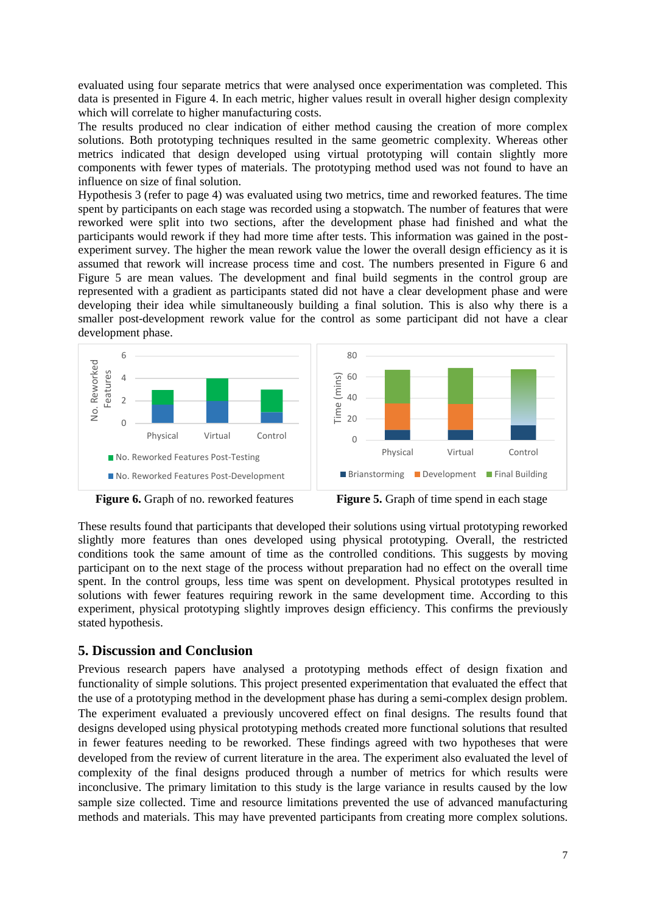evaluated using four separate metrics that were analysed once experimentation was completed. This data is presented in Figure 4. In each metric, higher values result in overall higher design complexity which will correlate to higher manufacturing costs.

The results produced no clear indication of either method causing the creation of more complex solutions. Both prototyping techniques resulted in the same geometric complexity. Whereas other metrics indicated that design developed using virtual prototyping will contain slightly more components with fewer types of materials. The prototyping method used was not found to have an influence on size of final solution.

Hypothesis 3 (refer to page 4) was evaluated using two metrics, time and reworked features. The time spent by participants on each stage was recorded using a stopwatch. The number of features that were reworked were split into two sections, after the development phase had finished and what the participants would rework if they had more time after tests. This information was gained in the post-experiment survey. The higher the mean rework value the lower the overall design efficiency as it is assumed that rework will increase process time and cost. The numbers presented in Figure 6 and Figure 5 are mean values. The development and final build segments in the control group are represented with a gradient as participants stated did not have a clear development phase and were developing their idea while simultaneously building a final solution. This is also why there is a smaller post-development rework value for the control as some participant did not have a clear development phase.

**Figure 6.** Graph of no. reworked features

**Figure 5.** Graph of time spend in each stage

These results found that participants that developed their solutions using virtual prototyping reworked slightly more features than ones developed using physical prototyping. Overall, the restricted conditions took the same amount of time as the controlled conditions. This suggests by moving participant on to the next stage of the process without preparation had no effect on the overall time spent. In the control groups, less time was spent on development. Physical prototypes resulted in solutions with fewer features requiring rework in the same development time. According to this experiment, physical prototyping slightly improves design efficiency. This confirms the previously stated hypothesis.

## 5. Discussion and Conclusion

Previous research papers have analysed a prototyping methods effect of design fixation and functionality of simple solutions. This project presented experimentation that evaluated the effect that the use of a prototyping method in the development phase has during a semi-complex design problem. The experiment evaluated a previously uncovered effect on final designs. The results found that designs developed using physical prototyping methods created more functional solutions that resulted in fewer features needing to be reworked. These findings agreed with two hypotheses that were developed from the review of current literature in the area. The experiment also evaluated the level of complexity of the final designs produced through a number of metrics for which results were inconclusive. The primary limitation to this study is the large variance in results caused by the low sample size collected. Time and resource limitations prevented the use of advanced manufacturing methods and materials. This may have prevented participants from creating more complex solutions.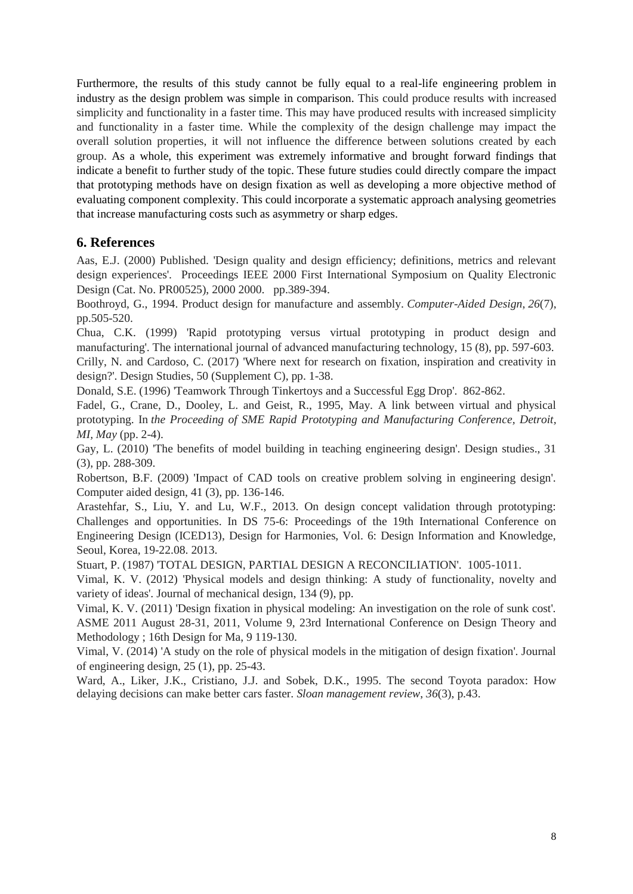Furthermore, the results of this study cannot be fully equal to a real-life engineering problem in industry as the design problem was simple in comparison. This could produce results with increased simplicity and functionality in a faster time. This may have produced results with increased simplicity and functionality in a faster time. While the complexity of the design challenge may impact the overall solution properties, it will not influence the difference between solutions created by each group. As a whole, this experiment was extremely informative and brought forward findings that indicate a benefit to further study of the topic. These future studies could directly compare the impact that prototyping methods have on design fixation as well as developing a more objective method of evaluating component complexity. This could incorporate a systematic approach analysing geometries that increase manufacturing costs such as asymmetry or sharp edges.

## 6. References

Aas, E.J. (2000) Published. 'Design quality and design efficiency; definitions, metrics and relevant design experiences'. Proceedings IEEE 2000 First International Symposium on Quality Electronic Design (Cat. No. PR00525), 2000 2000. pp.389-394.

Boothroyd, G., 1994. Product design for manufacture and assembly. *Computer-Aided Design*, *26*(7), pp.505-520.

Chua, C.K. (1999) 'Rapid prototyping versus virtual prototyping in product design and manufacturing'. The international journal of advanced manufacturing technology, 15 (8), pp. 597-603.

Crilly, N. and Cardoso, C. (2017) 'Where next for research on fixation, inspiration and creativity in design?'. Design Studies, 50 (Supplement C), pp. 1-38.

Donald, S.E. (1996) 'Teamwork Through Tinkertoys and a Successful Egg Drop'. 862-862.

Fadel, G., Crane, D., Dooley, L. and Geist, R., 1995, May. A link between virtual and physical prototyping. In *the Proceeding of SME Rapid Prototyping and Manufacturing Conference, Detroit, MI, May* (pp. 2-4).

Gay, L. (2010) 'The benefits of model building in teaching engineering design'. Design studies., 31 (3), pp. 288-309.

Robertson, B.F. (2009) 'Impact of CAD tools on creative problem solving in engineering design'. Computer aided design, 41 (3), pp. 136-146.

Arastehfar, S., Liu, Y. and Lu, W.F., 2013. On design concept validation through prototyping: Challenges and opportunities. In DS 75-6: Proceedings of the 19th International Conference on Engineering Design (ICED13), Design for Harmonies, Vol. 6: Design Information and Knowledge, Seoul, Korea, 19-22.08. 2013.

Stuart, P. (1987) 'TOTAL DESIGN, PARTIAL DESIGN A RECONCILIATION'. 1005-1011.

Vimal, K. V. (2012) 'Physical models and design thinking: A study of functionality, novelty and variety of ideas'. Journal of mechanical design, 134 (9), pp.

Vimal, K. V. (2011) 'Design fixation in physical modeling: An investigation on the role of sunk cost'. ASME 2011 August 28-31, 2011, Volume 9, 23rd International Conference on Design Theory and Methodology ; 16th Design for Ma, 9 119-130.

Vimal, V. (2014) 'A study on the role of physical models in the mitigation of design fixation'. Journal of engineering design, 25 (1), pp. 25-43.

Ward, A., Liker, J.K., Cristiano, J.J. and Sobek, D.K., 1995. The second Toyota paradox: How delaying decisions can make better cars faster. *Sloan management review*, *36*(3), p.43.